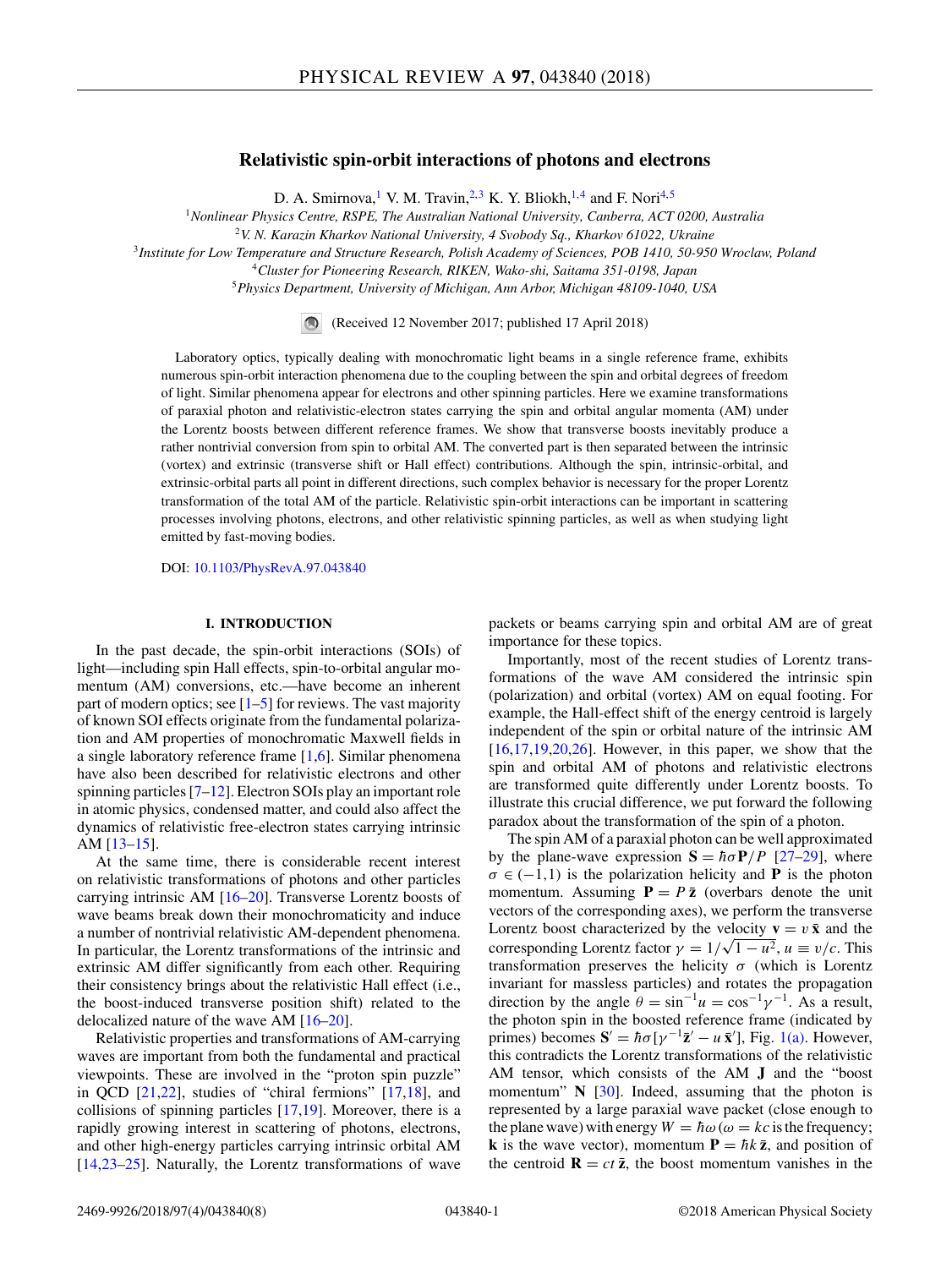# Relativistic spin-orbit interactions of photons and electrons

D. A. Smirnova,[1] V. M. Travin,[2,3] K. Y. Bliokh,[1,4] and F. Nori[4,5]

[1]*Nonlinear Physics Centre, RSPE, The Australian National University, Canberra, ACT 0200, Australia*
[2]*V. N. Karazin Kharkov National University, 4 Svobody Sq., Kharkov 61022, Ukraine*
[3]*Institute for Low Temperature and Structure Research, Polish Academy of Sciences, POB 1410, 50-950 Wroclaw, Poland*
[4]*Cluster for Pioneering Research, RIKEN, Wako-shi, Saitama 351-0198, Japan*
[5]*Physics Department, University of Michigan, Ann Arbor, Michigan 48109-1040, USA*

(Received 12 November 2017; published 17 April 2018)

Laboratory optics, typically dealing with monochromatic light beams in a single reference frame, exhibits numerous spin-orbit interaction phenomena due to the coupling between the spin and orbital degrees of freedom of light. Similar phenomena appear for electrons and other spinning particles. Here we examine transformations of paraxial photon and relativistic-electron states carrying the spin and orbital angular momenta (AM) under the Lorentz boosts between different reference frames. We show that transverse boosts inevitably produce a rather nontrivial conversion from spin to orbital AM. The converted part is then separated between the intrinsic (vortex) and extrinsic (transverse shift or Hall effect) contributions. Although the spin, intrinsic-orbital, and extrinsic-orbital parts all point in different directions, such complex behavior is necessary for the proper Lorentz transformation of the total AM of the particle. Relativistic spin-orbit interactions can be important in scattering processes involving photons, electrons, and other relativistic spinning particles, as well as when studying light emitted by fast-moving bodies.

DOI: 10.1103/PhysRevA.97.043840

## I. INTRODUCTION

In the past decade, the spin-orbit interactions (SOIs) of light—including spin Hall effects, spin-to-orbital angular momentum (AM) conversions, etc.—have become an inherent part of modern optics; see [1–5] for reviews. The vast majority of known SOI effects originate from the fundamental polarization and AM properties of monochromatic Maxwell fields in a single laboratory reference frame [1,6]. Similar phenomena have also been described for relativistic electrons and other spinning particles [7–12]. Electron SOIs play an important role in atomic physics, condensed matter, and could also affect the dynamics of relativistic free-electron states carrying intrinsic AM [13–15].

At the same time, there is considerable recent interest on relativistic transformations of photons and other particles carrying intrinsic AM [16–20]. Transverse Lorentz boosts of wave beams break down their monochromaticity and induce a number of nontrivial relativistic AM-dependent phenomena. In particular, the Lorentz transformations of the intrinsic and extrinsic AM differ significantly from each other. Requiring their consistency brings about the relativistic Hall effect (i.e., the boost-induced transverse position shift) related to the delocalized nature of the wave AM [16–20].

Relativistic properties and transformations of AM-carrying waves are important from both the fundamental and practical viewpoints. These are involved in the "proton spin puzzle" in QCD [21,22], studies of "chiral fermions" [17,18], and collisions of spinning particles [17,19]. Moreover, there is a rapidly growing interest in scattering of photons, electrons, and other high-energy particles carrying intrinsic orbital AM [14,23–25]. Naturally, the Lorentz transformations of wave packets or beams carrying spin and orbital AM are of great importance for these topics.

Importantly, most of the recent studies of Lorentz transformations of the wave AM considered the intrinsic spin (polarization) and orbital (vortex) AM on equal footing. For example, the Hall-effect shift of the energy centroid is largely independent of the spin or orbital nature of the intrinsic AM [16,17,19,20,26]. However, in this paper, we show that the spin and orbital AM of photons and relativistic electrons are transformed quite differently under Lorentz boosts. To illustrate this crucial difference, we put forward the following paradox about the transformation of the spin of a photon.

The spin AM of a paraxial photon can be well approximated by the plane-wave expression $\mathbf{S} = \hbar\sigma\mathbf{P}/P$ [27–29], where $\sigma \in (-1,1)$ is the polarization helicity and $\mathbf{P}$ is the photon momentum. Assuming $\mathbf{P} = P\,\bar{\mathbf{z}}$ (overbars denote the unit vectors of the corresponding axes), we perform the transverse Lorentz boost characterized by the velocity $\mathbf{v} = v\,\bar{\mathbf{x}}$ and the corresponding Lorentz factor $\gamma = 1/\sqrt{1-u^2}$, $u \equiv v/c$. This transformation preserves the helicity $\sigma$ (which is Lorentz invariant for massless particles) and rotates the propagation direction by the angle $\theta = \sin^{-1}u = \cos^{-1}\gamma^{-1}$. As a result, the photon spin in the boosted reference frame (indicated by primes) becomes $\mathbf{S}' = \hbar\sigma[\gamma^{-1}\bar{\mathbf{z}}' - u\,\bar{\mathbf{x}}']$, Fig. 1(a). However, this contradicts the Lorentz transformations of the relativistic AM tensor, which consists of the AM $\mathbf{J}$ and the "boost momentum" $\mathbf{N}$ [30]. Indeed, assuming that the photon is represented by a large paraxial wave packet (close enough to the plane wave) with energy $W = \hbar\omega$ ($\omega = kc$ is the frequency; $\mathbf{k}$ is the wave vector), momentum $\mathbf{P} = \hbar k\,\bar{\mathbf{z}}$, and position of the centroid $\mathbf{R} = ct\,\bar{\mathbf{z}}$, the boost momentum vanishes in the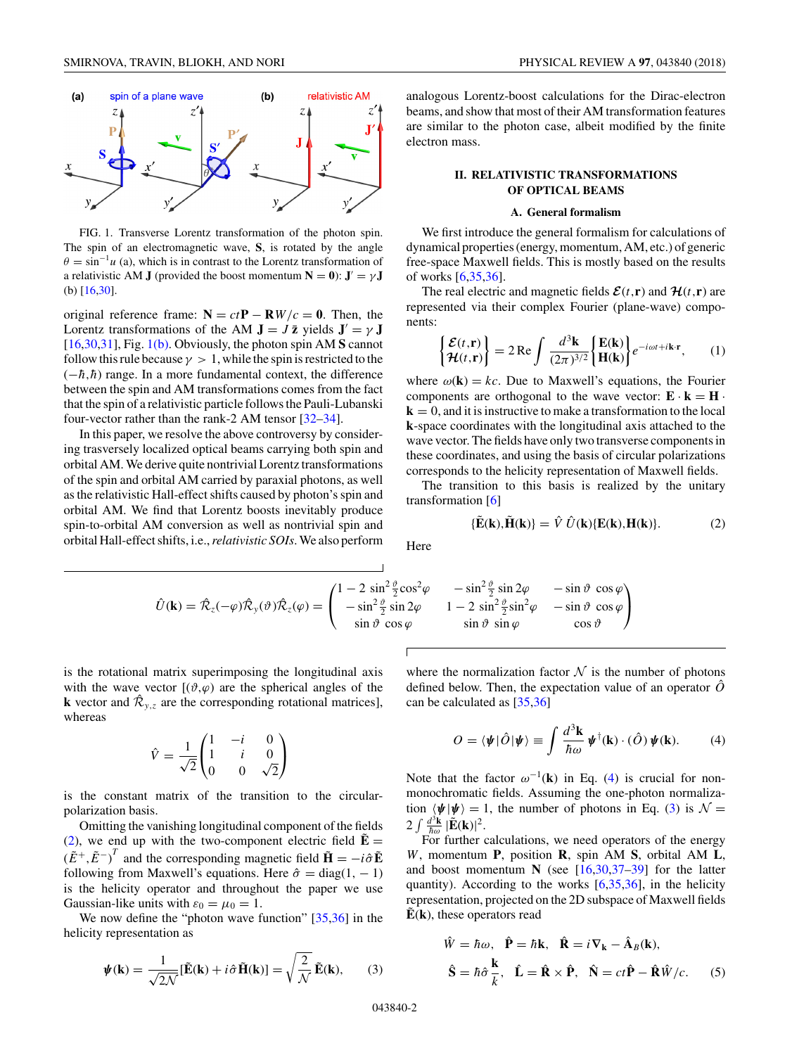FIG. 1. Transverse Lorentz transformation of the photon spin. The spin of an electromagnetic wave, $\mathbf{S}$, is rotated by the angle $\theta = \sin^{-1} u$ (a), which is in contrast to the Lorentz transformation of a relativistic AM $\mathbf{J}$ (provided the boost momentum $\mathbf{N} = \mathbf{0}$): $\mathbf{J}' = \gamma \mathbf{J}$ (b) [16,30].

original reference frame: $\mathbf{N} = ct\mathbf{P} - \mathbf{R}W/c = \mathbf{0}$. Then, the Lorentz transformations of the AM $\mathbf{J} = J\,\bar{\mathbf{z}}$ yields $\mathbf{J}' = \gamma\,\mathbf{J}$ [16,30,31], Fig. 1(b). Obviously, the photon spin AM $\mathbf{S}$ cannot follow this rule because $\gamma > 1$, while the spin is restricted to the $(-\hbar,\hbar)$ range. In a more fundamental context, the difference between the spin and AM transformations comes from the fact that the spin of a relativistic particle follows the Pauli-Lubanski four-vector rather than the rank-2 AM tensor [32–34].

In this paper, we resolve the above controversy by considering trasversely localized optical beams carrying both spin and orbital AM. We derive quite nontrivial Lorentz transformations of the spin and orbital AM carried by paraxial photons, as well as the relativistic Hall-effect shifts caused by photon's spin and orbital AM. We find that Lorentz boosts inevitably produce spin-to-orbital AM conversion as well as nontrivial spin and orbital Hall-effect shifts, i.e., *relativistic SOIs*. We also perform analogous Lorentz-boost calculations for the Dirac-electron beams, and show that most of their AM transformation features are similar to the photon case, albeit modified by the finite electron mass.

## II. RELATIVISTIC TRANSFORMATIONS OF OPTICAL BEAMS

### A. General formalism

We first introduce the general formalism for calculations of dynamical properties (energy, momentum, AM, etc.) of generic free-space Maxwell fields. This is mostly based on the results of works [6,35,36].

The real electric and magnetic fields $\boldsymbol{\mathcal{E}}(t,\mathbf{r})$ and $\boldsymbol{\mathcal{H}}(t,\mathbf{r})$ are represented via their complex Fourier (plane-wave) components:

$$\begin{Bmatrix} \boldsymbol{\mathcal{E}}(t,\mathbf{r}) \\ \boldsymbol{\mathcal{H}}(t,\mathbf{r}) \end{Bmatrix} = 2\,\mathrm{Re} \int \frac{d^3\mathbf{k}}{(2\pi)^{3/2}} \begin{Bmatrix} \mathbf{E}(\mathbf{k}) \\ \mathbf{H}(\mathbf{k}) \end{Bmatrix} e^{-i\omega t + i\mathbf{k}\cdot\mathbf{r}}, \tag{1}$$

where $\omega(\mathbf{k}) = kc$. Due to Maxwell's equations, the Fourier components are orthogonal to the wave vector: $\mathbf{E}\cdot\mathbf{k} = \mathbf{H}\cdot\mathbf{k} = 0$, and it is instructive to make a transformation to the local $\mathbf{k}$-space coordinates with the longitudinal axis attached to the wave vector. The fields have only two transverse components in these coordinates, and using the basis of circular polarizations corresponds to the helicity representation of Maxwell fields.

The transition to this basis is realized by the unitary transformation [6]

$$\{\tilde{\mathbf{E}}(\mathbf{k}),\tilde{\mathbf{H}}(\mathbf{k})\} = \hat{V}\,\hat{U}(\mathbf{k})\{\mathbf{E}(\mathbf{k}),\mathbf{H}(\mathbf{k})\}. \tag{2}$$

Here

$$\hat{U}(\mathbf{k}) = \hat{\mathcal{R}}_z(-\varphi)\hat{\mathcal{R}}_y(\vartheta)\hat{\mathcal{R}}_z(\varphi) = \begin{pmatrix} 1-2\sin^2\frac{\vartheta}{2}\cos^2\varphi & -\sin^2\frac{\vartheta}{2}\sin 2\varphi & -\sin\vartheta\,\cos\varphi \\ -\sin^2\frac{\vartheta}{2}\sin 2\varphi & 1-2\sin^2\frac{\vartheta}{2}\sin^2\varphi & -\sin\vartheta\,\cos\varphi \\ \sin\vartheta\,\cos\varphi & \sin\vartheta\,\sin\varphi & \cos\vartheta \end{pmatrix}$$

is the rotational matrix superimposing the longitudinal axis with the wave vector [$(\vartheta,\varphi)$ are the spherical angles of the $\mathbf{k}$ vector and $\hat{\mathcal{R}}_{y,z}$ are the corresponding rotational matrices], whereas

$$\hat{V} = \frac{1}{\sqrt{2}}\begin{pmatrix} 1 & -i & 0 \\ 1 & i & 0 \\ 0 & 0 & \sqrt{2} \end{pmatrix}$$

is the constant matrix of the transition to the circular-polarization basis.

Omitting the vanishing longitudinal component of the fields (2), we end up with the two-component electric field $\tilde{\mathbf{E}} = (\tilde{E}^+,\tilde{E}^-)^T$ and the corresponding magnetic field $\tilde{\mathbf{H}} = -i\hat{\sigma}\tilde{\mathbf{E}}$ following from Maxwell's equations. Here $\hat{\sigma} = \mathrm{diag}(1,-1)$ is the helicity operator and throughout the paper we use Gaussian-like units with $\varepsilon_0 = \mu_0 = 1$.

We now define the "photon wave function" [35,36] in the helicity representation as

$$\boldsymbol{\psi}(\mathbf{k}) = \frac{1}{\sqrt{2\mathcal{N}}}[\tilde{\mathbf{E}}(\mathbf{k}) + i\hat{\sigma}\tilde{\mathbf{H}}(\mathbf{k})] = \sqrt{\frac{2}{\mathcal{N}}}\,\tilde{\mathbf{E}}(\mathbf{k}), \tag{3}$$

where the normalization factor $\mathcal{N}$ is the number of photons defined below. Then, the expectation value of an operator $\hat{O}$ can be calculated as [35,36]

$$O = \langle\boldsymbol{\psi}|\hat{O}|\boldsymbol{\psi}\rangle \equiv \int \frac{d^3\mathbf{k}}{\hbar\omega}\,\boldsymbol{\psi}^\dagger(\mathbf{k})\cdot(\hat{O})\,\boldsymbol{\psi}(\mathbf{k}). \tag{4}$$

Note that the factor $\omega^{-1}(\mathbf{k})$ in Eq. (4) is crucial for non-monochromatic fields. Assuming the one-photon normalization $\langle\boldsymbol{\psi}|\boldsymbol{\psi}\rangle = 1$, the number of photons in Eq. (3) is $\mathcal{N} = 2\int\frac{d^3\mathbf{k}}{\hbar\omega}|\tilde{\mathbf{E}}(\mathbf{k})|^2$.

For further calculations, we need operators of the energy $W$, momentum $\mathbf{P}$, position $\mathbf{R}$, spin AM $\mathbf{S}$, orbital AM $\mathbf{L}$, and boost momentum $\mathbf{N}$ (see [16,30,37–39] for the latter quantity). According to the works [6,35,36], in the helicity representation, projected on the 2D subspace of Maxwell fields $\tilde{\mathbf{E}}(\mathbf{k})$, these operators read

$$\hat{W} = \hbar\omega, \quad \hat{\mathbf{P}} = \hbar\mathbf{k}, \quad \hat{\mathbf{R}} = i\nabla_{\mathbf{k}} - \hat{\mathbf{A}}_B(\mathbf{k}),$$
$$\hat{\mathbf{S}} = \hbar\hat{\sigma}\frac{\mathbf{k}}{k}, \quad \hat{\mathbf{L}} = \hat{\mathbf{R}}\times\hat{\mathbf{P}}, \quad \hat{\mathbf{N}} = ct\hat{\mathbf{P}} - \hat{\mathbf{R}}\hat{W}/c. \tag{5}$$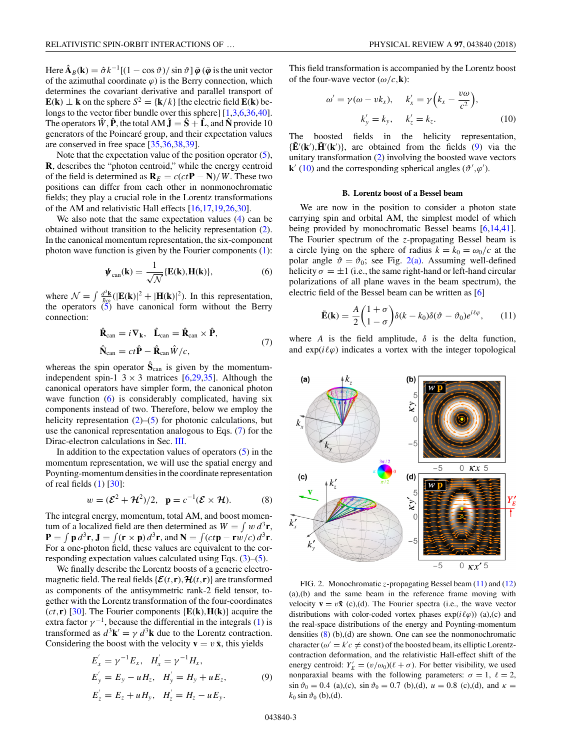Here $\hat{\mathbf{A}}_B(\mathbf{k}) = \hat{\sigma} k^{-1}[(1-\cos\vartheta)/\sin\vartheta]\,\bar{\boldsymbol{\varphi}}$ ($\bar{\boldsymbol{\varphi}}$ is the unit vector of the azimuthal coordinate $\varphi$) is the Berry connection, which determines the covariant derivative and parallel transport of $\mathbf{E}(\mathbf{k}) \perp \mathbf{k}$ on the sphere $S^2 = \{\mathbf{k}/k\}$ [the electric field $\mathbf{E}(\mathbf{k})$ belongs to the vector fiber bundle over this sphere] [1,3,6,36,40]. The operators $\hat{W}, \hat{\mathbf{P}}$, the total AM $\hat{\mathbf{J}} = \hat{\mathbf{S}} + \hat{\mathbf{L}}$, and $\hat{\mathbf{N}}$ provide 10 generators of the Poincaré group, and their expectation values are conserved in free space [35,36,38,39].

Note that the expectation value of the position operator (5), $\mathbf{R}$, describes the "photon centroid," while the energy centroid of the field is determined as $\mathbf{R}_E = c(ct\mathbf{P} - \mathbf{N})/W$. These two positions can differ from each other in nonmonochromatic fields; they play a crucial role in the Lorentz transformations of the AM and relativistic Hall effects [16,17,19,26,30].

We also note that the same expectation values (4) can be obtained without transition to the helicity representation (2). In the canonical momentum representation, the six-component photon wave function is given by the Fourier components (1):

$$\boldsymbol{\psi}_{\text{can}}(\mathbf{k}) = \frac{1}{\sqrt{\mathcal{N}}}\{\mathbf{E}(\mathbf{k}), \mathbf{H}(\mathbf{k})\}, \tag{6}$$

where $\mathcal{N} = \int \frac{d^3\mathbf{k}}{\hbar\omega}(|\mathbf{E}(\mathbf{k})|^2 + |\mathbf{H}(\mathbf{k})|^2)$. In this representation, the operators (5) have canonical form without the Berry connection:

$$\hat{\mathbf{R}}_{\text{can}} = i\nabla_{\mathbf{k}}, \quad \hat{\mathbf{L}}_{\text{can}} = \hat{\mathbf{R}}_{\text{can}} \times \hat{\mathbf{P}},$$
$$\hat{\mathbf{N}}_{\text{can}} = ct\hat{\mathbf{P}} - \hat{\mathbf{R}}_{\text{can}}\hat{W}/c, \tag{7}$$

whereas the spin operator $\hat{\mathbf{S}}_{\text{can}}$ is given by the momentum-independent spin-1 $3\times 3$ matrices [6,29,35]. Although the canonical operators have simpler form, the canonical photon wave function (6) is considerably complicated, having six components instead of two. Therefore, below we employ the helicity representation (2)–(5) for photonic calculations, but use the canonical representation analogous to Eqs. (7) for the Dirac-electron calculations in Sec. III.

In addition to the expectation values of operators (5) in the momentum representation, we will use the spatial energy and Poynting-momentum densities in the coordinate representation of real fields (1) [30]:

$$w = (\mathcal{E}^2 + \mathcal{H}^2)/2, \quad \mathbf{p} = c^{-1}(\mathcal{E} \times \mathcal{H}). \tag{8}$$

The integral energy, momentum, total AM, and boost momentum of a localized field are then determined as $W = \int w\, d^3\mathbf{r}$, $\mathbf{P} = \int \mathbf{p}\, d^3\mathbf{r}$, $\mathbf{J} = \int (\mathbf{r} \times \mathbf{p})\, d^3\mathbf{r}$, and $\mathbf{N} = \int (ct\mathbf{p} - \mathbf{r}w/c)\, d^3\mathbf{r}$. For a one-photon field, these values are equivalent to the corresponding expectation values calculated using Eqs. (3)–(5).

We finally describe the Lorentz boosts of a generic electromagnetic field. The real fields $\{\mathcal{E}(t,\mathbf{r}), \mathcal{H}(t,\mathbf{r})\}$ are transformed as components of the antisymmetric rank-2 field tensor, together with the Lorentz transformation of the four-coordinates $(ct, \mathbf{r})$ [30]. The Fourier components $\{\mathbf{E}(\mathbf{k}), \mathbf{H}(\mathbf{k})\}$ acquire the extra factor $\gamma^{-1}$, because the differential in the integrals (1) is transformed as $d^3\mathbf{k}' = \gamma\, d^3\mathbf{k}$ due to the Lorentz contraction. Considering the boost with the velocity $\mathbf{v} = v\,\bar{\mathbf{x}}$, this yields

$$\begin{aligned} E_x' &= \gamma^{-1}E_x, & H_x' &= \gamma^{-1}H_x, \\ E_y' &= E_y - uH_z, & H_y' &= H_y + uE_z, \\ E_z' &= E_z + uH_y, & H_z' &= H_z - uE_y. \end{aligned} \tag{9}$$

This field transformation is accompanied by the Lorentz boost of the four-wave vector $(\omega/c, \mathbf{k})$:

$$\omega' = \gamma(\omega - vk_x), \quad k_x' = \gamma\left(k_x - \frac{v\omega}{c^2}\right),$$
$$k_y' = k_y, \quad k_z' = k_z. \tag{10}$$

The boosted fields in the helicity representation, $\{\tilde{\mathbf{E}}'(\mathbf{k}'), \tilde{\mathbf{H}}'(\mathbf{k}')\}$, are obtained from the fields (9) via the unitary transformation (2) involving the boosted wave vectors $\mathbf{k}'$ (10) and the corresponding spherical angles $(\vartheta', \varphi')$.

### B. Lorentz boost of a Bessel beam

We are now in the position to consider a photon state carrying spin and orbital AM, the simplest model of which being provided by monochromatic Bessel beams [6,14,41]. The Fourier spectrum of the $z$-propagating Bessel beam is a circle lying on the sphere of radius $k = k_0 = \omega_0/c$ at the polar angle $\vartheta = \vartheta_0$; see Fig. 2(a). Assuming well-defined helicity $\sigma = \pm 1$ (i.e., the same right-hand or left-hand circular polarizations of all plane waves in the beam spectrum), the electric field of the Bessel beam can be written as [6]

$$\tilde{\mathbf{E}}(\mathbf{k}) = \frac{A}{2}\begin{pmatrix} 1+\sigma \\ 1-\sigma \end{pmatrix}\delta(k - k_0)\delta(\vartheta - \vartheta_0)e^{i\ell\varphi}, \tag{11}$$

where $A$ is the field amplitude, $\delta$ is the delta function, and $\exp(i\ell\varphi)$ indicates a vortex with the integer topological

FIG. 2. Monochromatic $z$-propagating Bessel beam (11) and (12) (a),(b) and the same beam in the reference frame moving with velocity $\mathbf{v} = v\bar{\mathbf{x}}$ (c),(d). The Fourier spectra (i.e., the wave vector distributions with color-coded vortex phases $\exp(i\ell\varphi)$) (a),(c) and the real-space distributions of the energy and Poynting-momentum densities (8) (b),(d) are shown. One can see the nonmonochromatic character ($\omega' = k'c \neq \text{const}$) of the boosted beam, its elliptic Lorentz-contraction deformation, and the relativistic Hall-effect shift of the energy centroid: $Y_E' = (v/\omega_0)(\ell + \sigma)$. For better visibility, we used nonparaxial beams with the following parameters: $\sigma = 1$, $\ell = 2$, $\sin\vartheta_0 = 0.4$ (a),(c), $\sin\vartheta_0 = 0.7$ (b),(d), $u = 0.8$ (c),(d), and $\kappa = k_0 \sin\vartheta_0$ (b),(d).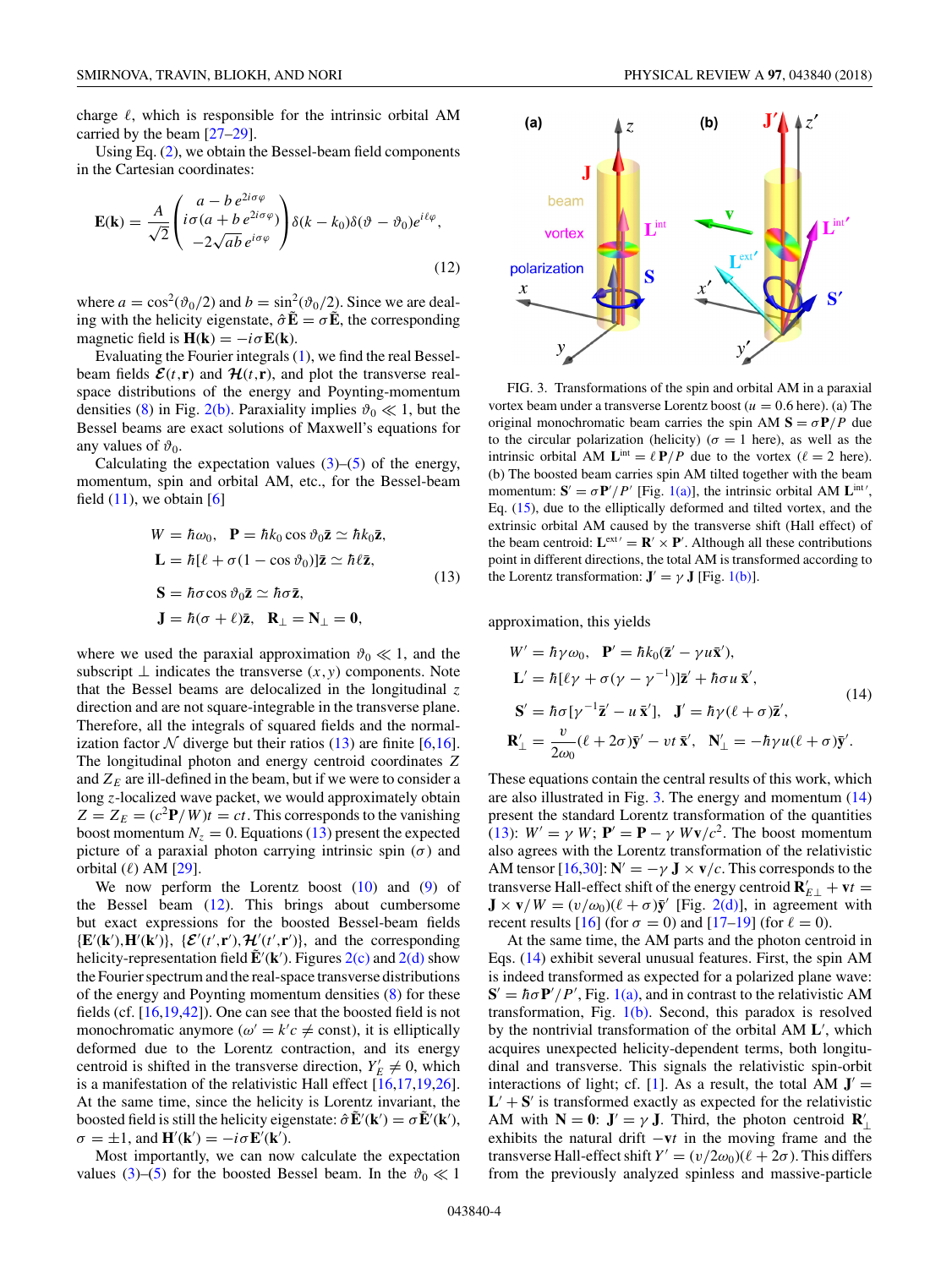charge $\ell$, which is responsible for the intrinsic orbital AM carried by the beam [27–29].

Using Eq. (2), we obtain the Bessel-beam field components in the Cartesian coordinates:

$$\mathbf{E}(\mathbf{k}) = \frac{A}{\sqrt{2}} \begin{pmatrix} a - b\, e^{2i\sigma\varphi} \\ i\sigma(a + b\, e^{2i\sigma\varphi}) \\ -2\sqrt{ab}\, e^{i\sigma\varphi} \end{pmatrix} \delta(k - k_0)\delta(\vartheta - \vartheta_0) e^{i\ell\varphi}, \tag{12}$$

where $a = \cos^2(\vartheta_0/2)$ and $b = \sin^2(\vartheta_0/2)$. Since we are dealing with the helicity eigenstate, $\hat{\sigma}\tilde{\mathbf{E}} = \sigma\tilde{\mathbf{E}}$, the corresponding magnetic field is $\mathbf{H}(\mathbf{k}) = -i\sigma\mathbf{E}(\mathbf{k})$.

Evaluating the Fourier integrals (1), we find the real Bessel-beam fields $\boldsymbol{\mathcal{E}}(t,\mathbf{r})$ and $\boldsymbol{\mathcal{H}}(t,\mathbf{r})$, and plot the transverse real-space distributions of the energy and Poynting-momentum densities (8) in Fig. 2(b). Paraxiality implies $\vartheta_0 \ll 1$, but the Bessel beams are exact solutions of Maxwell's equations for any values of $\vartheta_0$.

Calculating the expectation values (3)–(5) of the energy, momentum, spin and orbital AM, etc., for the Bessel-beam field (11), we obtain [6]

$$\begin{aligned} W &= \hbar\omega_0, \quad \mathbf{P} = \hbar k_0 \cos\vartheta_0 \bar{\mathbf{z}} \simeq \hbar k_0 \bar{\mathbf{z}}, \\ \mathbf{L} &= \hbar[\ell + \sigma(1 - \cos\vartheta_0)]\bar{\mathbf{z}} \simeq \hbar\ell\bar{\mathbf{z}}, \\ \mathbf{S} &= \hbar\sigma\cos\vartheta_0\bar{\mathbf{z}} \simeq \hbar\sigma\bar{\mathbf{z}}, \\ \mathbf{J} &= \hbar(\sigma + \ell)\bar{\mathbf{z}}, \quad \mathbf{R}_\perp = \mathbf{N}_\perp = \mathbf{0}, \end{aligned} \tag{13}$$

where we used the paraxial approximation $\vartheta_0 \ll 1$, and the subscript $\perp$ indicates the transverse $(x,y)$ components. Note that the Bessel beams are delocalized in the longitudinal $z$ direction and are not square-integrable in the transverse plane. Therefore, all the integrals of squared fields and the normalization factor $\mathcal{N}$ diverge but their ratios (13) are finite [6,16]. The longitudinal photon and energy centroid coordinates $Z$ and $Z_E$ are ill-defined in the beam, but if we were to consider a long $z$-localized wave packet, we would approximately obtain $Z = Z_E = (c^2\mathbf{P}/W)t = ct$. This corresponds to the vanishing boost momentum $N_z = 0$. Equations (13) present the expected picture of a paraxial photon carrying intrinsic spin ($\sigma$) and orbital ($\ell$) AM [29].

We now perform the Lorentz boost (10) and (9) of the Bessel beam (12). This brings about cumbersome but exact expressions for the boosted Bessel-beam fields $\{\mathbf{E}'(\mathbf{k}'),\mathbf{H}'(\mathbf{k}')\}$, $\{\boldsymbol{\mathcal{E}}'(t',\mathbf{r}'),\boldsymbol{\mathcal{H}}'(t',\mathbf{r}')\}$, and the corresponding helicity-representation field $\tilde{\mathbf{E}}'(\mathbf{k}')$. Figures 2(c) and 2(d) show the Fourier spectrum and the real-space transverse distributions of the energy and Poynting momentum densities (8) for these fields (cf. [16,19,42]). One can see that the boosted field is not monochromatic anymore ($\omega' = k'c \neq \text{const}$), it is elliptically deformed due to the Lorentz contraction, and its energy centroid is shifted in the transverse direction, $Y_E' \neq 0$, which is a manifestation of the relativistic Hall effect [16,17,19,26]. At the same time, since the helicity is Lorentz invariant, the boosted field is still the helicity eigenstate: $\hat{\sigma}\tilde{\mathbf{E}}'(\mathbf{k}') = \sigma\tilde{\mathbf{E}}'(\mathbf{k}')$, $\sigma = \pm 1$, and $\mathbf{H}'(\mathbf{k}') = -i\sigma\mathbf{E}'(\mathbf{k}')$.

Most importantly, we can now calculate the expectation values (3)–(5) for the boosted Bessel beam. In the $\vartheta_0 \ll 1$ approximation, this yields

$$\begin{aligned} W' &= \hbar\gamma\omega_0, \quad \mathbf{P}' = \hbar k_0(\bar{\mathbf{z}}' - \gamma u\bar{\mathbf{x}}'), \\ \mathbf{L}' &= \hbar[\ell\gamma + \sigma(\gamma - \gamma^{-1})]\bar{\mathbf{z}}' + \hbar\sigma u\,\bar{\mathbf{x}}', \\ \mathbf{S}' &= \hbar\sigma[\gamma^{-1}\bar{\mathbf{z}}' - u\,\bar{\mathbf{x}}'], \quad \mathbf{J}' = \hbar\gamma(\ell + \sigma)\bar{\mathbf{z}}', \\ \mathbf{R}'_\perp &= \frac{v}{2\omega_0}(\ell + 2\sigma)\bar{\mathbf{y}}' - vt\,\bar{\mathbf{x}}', \quad \mathbf{N}'_\perp = -\hbar\gamma u(\ell + \sigma)\bar{\mathbf{y}}'. \end{aligned} \tag{14}$$

FIG. 3. Transformations of the spin and orbital AM in a paraxial vortex beam under a transverse Lorentz boost ($u = 0.6$ here). (a) The original monochromatic beam carries the spin AM $\mathbf{S} = \sigma\mathbf{P}/P$ due to the circular polarization (helicity) ($\sigma = 1$ here), as well as the intrinsic orbital AM $\mathbf{L}^{\text{int}} = \ell\,\mathbf{P}/P$ due to the vortex ($\ell = 2$ here). (b) The boosted beam carries spin AM tilted together with the beam momentum: $\mathbf{S}' = \sigma\mathbf{P}'/P'$ [Fig. 1(a)], the intrinsic orbital AM $\mathbf{L}^{\text{int}\,\prime}$, Eq. (15), due to the elliptically deformed and tilted vortex, and the extrinsic orbital AM caused by the transverse shift (Hall effect) of the beam centroid: $\mathbf{L}^{\text{ext}\,\prime} = \mathbf{R}' \times \mathbf{P}'$. Although all these contributions point in different directions, the total AM is transformed according to the Lorentz transformation: $\mathbf{J}' = \gamma\,\mathbf{J}$ [Fig. 1(b)].

These equations contain the central results of this work, which are also illustrated in Fig. 3. The energy and momentum (14) present the standard Lorentz transformation of the quantities (13): $W' = \gamma\,W$; $\mathbf{P}' = \mathbf{P} - \gamma\,W\mathbf{v}/c^2$. The boost momentum also agrees with the Lorentz transformation of the relativistic AM tensor [16,30]: $\mathbf{N}' = -\gamma\,\mathbf{J} \times \mathbf{v}/c$. This corresponds to the transverse Hall-effect shift of the energy centroid $\mathbf{R}'_{E\perp} + \mathbf{v}t = \mathbf{J} \times \mathbf{v}/W = (v/\omega_0)(\ell + \sigma)\bar{\mathbf{y}}'$ [Fig. 2(d)], in agreement with recent results [16] (for $\sigma = 0$) and [17–19] (for $\ell = 0$).

At the same time, the AM parts and the photon centroid in Eqs. (14) exhibit several unusual features. First, the spin AM is indeed transformed as expected for a polarized plane wave: $\mathbf{S}' = \hbar\sigma\mathbf{P}'/P'$, Fig. 1(a), and in contrast to the relativistic AM transformation, Fig. 1(b). Second, this paradox is resolved by the nontrivial transformation of the orbital AM $\mathbf{L}'$, which acquires unexpected helicity-dependent terms, both longitudinal and transverse. This signals the relativistic spin-orbit interactions of light; cf. [1]. As a result, the total AM $\mathbf{J}' = \mathbf{L}' + \mathbf{S}'$ is transformed exactly as expected for the relativistic AM with $\mathbf{N} = \mathbf{0}$: $\mathbf{J}' = \gamma\,\mathbf{J}$. Third, the photon centroid $\mathbf{R}'_\perp$ exhibits the natural drift $-\mathbf{v}t$ in the moving frame and the transverse Hall-effect shift $Y' = (v/2\omega_0)(\ell + 2\sigma)$. This differs from the previously analyzed spinless and massive-particle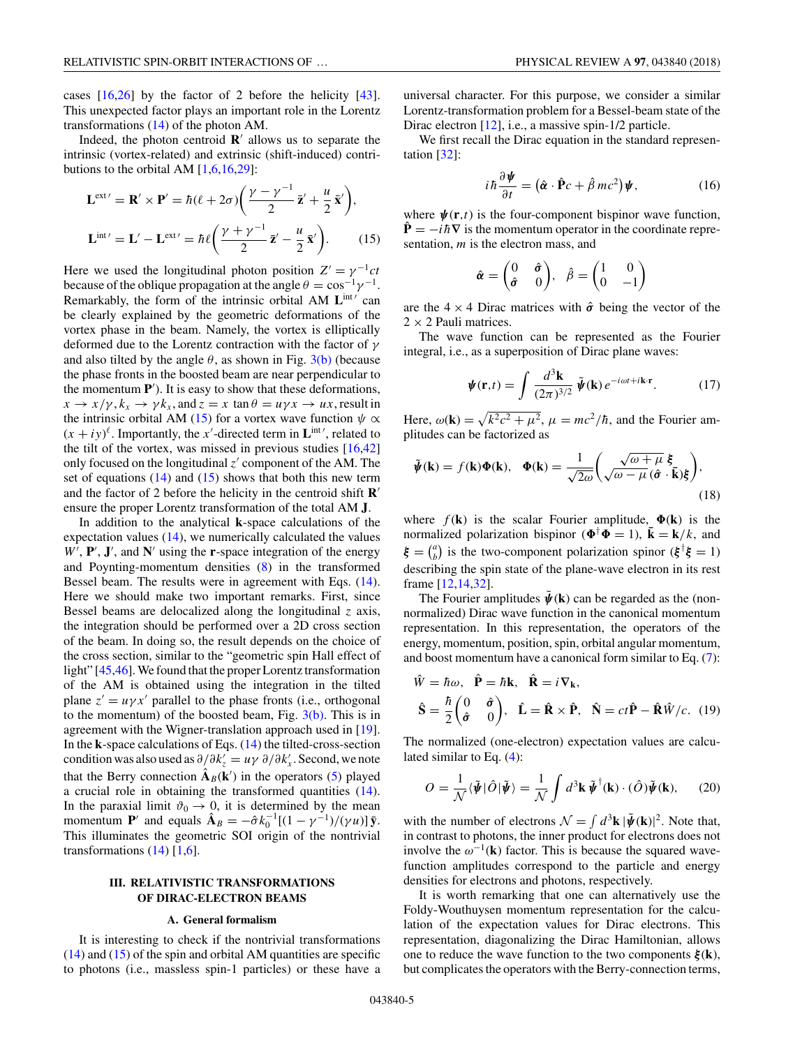cases [16,26] by the factor of 2 before the helicity [43]. This unexpected factor plays an important role in the Lorentz transformations (14) of the photon AM.

Indeed, the photon centroid $\mathbf{R}'$ allows us to separate the intrinsic (vortex-related) and extrinsic (shift-induced) contributions to the orbital AM [1,6,16,29]:

$$\mathbf{L}^{\text{ext}\,\prime} = \mathbf{R}' \times \mathbf{P}' = \hbar(\ell + 2\sigma)\left(\frac{\gamma - \gamma^{-1}}{2}\,\bar{\mathbf{z}}' + \frac{u}{2}\,\bar{\mathbf{x}}'\right),$$

$$\mathbf{L}^{\text{int}\,\prime} = \mathbf{L}' - \mathbf{L}^{\text{ext}\,\prime} = \hbar\ell\left(\frac{\gamma + \gamma^{-1}}{2}\,\bar{\mathbf{z}}' - \frac{u}{2}\,\bar{\mathbf{x}}'\right). \tag{15}$$

Here we used the longitudinal photon position $Z' = \gamma^{-1}ct$ because of the oblique propagation at the angle $\theta = \cos^{-1}\gamma^{-1}$. Remarkably, the form of the intrinsic orbital AM $\mathbf{L}^{\text{int}\,\prime}$ can be clearly explained by the geometric deformations of the vortex phase in the beam. Namely, the vortex is elliptically deformed due to the Lorentz contraction with the factor of $\gamma$ and also tilted by the angle $\theta$, as shown in Fig. 3(b) (because the phase fronts in the boosted beam are near perpendicular to the momentum $\mathbf{P}'$). It is easy to show that these deformations, $x \to x/\gamma, k_x \to \gamma k_x$, and $z = x\,\tan\theta = u\gamma x \to ux$, result in the intrinsic orbital AM (15) for a vortex wave function $\psi \propto (x + iy)^\ell$. Importantly, the $x'$-directed term in $\mathbf{L}^{\text{int}\,\prime}$, related to the tilt of the vortex, was missed in previous studies [16,42] only focused on the longitudinal $z'$ component of the AM. The set of equations (14) and (15) shows that both this new term and the factor of 2 before the helicity in the centroid shift $\mathbf{R}'$ ensure the proper Lorentz transformation of the total AM $\mathbf{J}$.

In addition to the analytical $\mathbf{k}$-space calculations of the expectation values (14), we numerically calculated the values $W'$, $\mathbf{P}'$, $\mathbf{J}'$, and $\mathbf{N}'$ using the $\mathbf{r}$-space integration of the energy and Poynting-momentum densities (8) in the transformed Bessel beam. The results were in agreement with Eqs. (14). Here we should make two important remarks. First, since Bessel beams are delocalized along the longitudinal $z$ axis, the integration should be performed over a 2D cross section of the beam. In doing so, the result depends on the choice of the cross section, similar to the "geometric spin Hall effect of light" [45,46]. We found that the proper Lorentz transformation of the AM is obtained using the integration in the tilted plane $z' = u\gamma x'$ parallel to the phase fronts (i.e., orthogonal to the momentum) of the boosted beam, Fig. 3(b). This is in agreement with the Wigner-translation approach used in [19]. In the $\mathbf{k}$-space calculations of Eqs. (14) the tilted-cross-section condition was also used as $\partial/\partial k_z' = u\gamma\,\partial/\partial k_x'$. Second, we note that the Berry connection $\hat{\mathbf{A}}_B(\mathbf{k}')$ in the operators (5) played a crucial role in obtaining the transformed quantities (14). In the paraxial limit $\vartheta_0 \to 0$, it is determined by the mean momentum $\mathbf{P}'$ and equals $\hat{\mathbf{A}}_B = -\hat{\sigma}k_0^{-1}[(1-\gamma^{-1})/(\gamma u)]\,\bar{\mathbf{y}}$. This illuminates the geometric SOI origin of the nontrivial transformations (14) [1,6].

## III. RELATIVISTIC TRANSFORMATIONS OF DIRAC-ELECTRON BEAMS

### A. General formalism

It is interesting to check if the nontrivial transformations (14) and (15) of the spin and orbital AM quantities are specific to photons (i.e., massless spin-1 particles) or these have a universal character. For this purpose, we consider a similar Lorentz-transformation problem for a Bessel-beam state of the Dirac electron [12], i.e., a massive spin-1/2 particle.

We first recall the Dirac equation in the standard representation [32]:

$$i\hbar\frac{\partial\boldsymbol{\psi}}{\partial t} = \left(\hat{\boldsymbol{\alpha}}\cdot\hat{\mathbf{P}}c + \hat{\beta}\,mc^2\right)\boldsymbol{\psi}, \tag{16}$$

where $\boldsymbol{\psi}(\mathbf{r},t)$ is the four-component bispinor wave function, $\hat{\mathbf{P}} = -i\hbar\boldsymbol{\nabla}$ is the momentum operator in the coordinate representation, $m$ is the electron mass, and

$$\hat{\boldsymbol{\alpha}} = \begin{pmatrix} 0 & \hat{\boldsymbol{\sigma}} \\ \hat{\boldsymbol{\sigma}} & 0 \end{pmatrix}, \quad \hat{\beta} = \begin{pmatrix} 1 & 0 \\ 0 & -1 \end{pmatrix}$$

are the $4\times 4$ Dirac matrices with $\hat{\boldsymbol{\sigma}}$ being the vector of the $2\times 2$ Pauli matrices.

The wave function can be represented as the Fourier integral, i.e., as a superposition of Dirac plane waves:

$$\boldsymbol{\psi}(\mathbf{r},t) = \int \frac{d^3\mathbf{k}}{(2\pi)^{3/2}}\,\tilde{\boldsymbol{\psi}}(\mathbf{k})\,e^{-i\omega t + i\mathbf{k}\cdot\mathbf{r}}. \tag{17}$$

Here, $\omega(\mathbf{k}) = \sqrt{k^2c^2 + \mu^2}$, $\mu = mc^2/\hbar$, and the Fourier amplitudes can be factorized as

$$\tilde{\boldsymbol{\psi}}(\mathbf{k}) = f(\mathbf{k})\boldsymbol{\Phi}(\mathbf{k}), \quad \boldsymbol{\Phi}(\mathbf{k}) = \frac{1}{\sqrt{2\omega}}\begin{pmatrix} \sqrt{\omega+\mu}\;\boldsymbol{\xi} \\ \sqrt{\omega-\mu}\;(\hat{\boldsymbol{\sigma}}\cdot\bar{\mathbf{k}})\boldsymbol{\xi} \end{pmatrix}, \tag{18}$$

where $f(\mathbf{k})$ is the scalar Fourier amplitude, $\boldsymbol{\Phi}(\mathbf{k})$ is the normalized polarization bispinor ($\boldsymbol{\Phi}^\dagger\boldsymbol{\Phi} = 1$), $\bar{\mathbf{k}} = \mathbf{k}/k$, and $\boldsymbol{\xi} = \binom{a}{b}$ is the two-component polarization spinor ($\boldsymbol{\xi}^\dagger\boldsymbol{\xi} = 1$) describing the spin state of the plane-wave electron in its rest frame [12,14,32].

The Fourier amplitudes $\tilde{\boldsymbol{\psi}}(\mathbf{k})$ can be regarded as the (non-normalized) Dirac wave function in the canonical momentum representation. In this representation, the operators of the energy, momentum, position, spin, orbital angular momentum, and boost momentum have a canonical form similar to Eq. (7):

$$\hat{W} = \hbar\omega, \quad \hat{\mathbf{P}} = \hbar\mathbf{k}, \quad \hat{\mathbf{R}} = i\nabla_{\mathbf{k}},$$

$$\hat{\mathbf{S}} = \frac{\hbar}{2}\begin{pmatrix} 0 & \hat{\boldsymbol{\sigma}} \\ \hat{\boldsymbol{\sigma}} & 0 \end{pmatrix}, \quad \hat{\mathbf{L}} = \hat{\mathbf{R}}\times\hat{\mathbf{P}}, \quad \hat{\mathbf{N}} = ct\hat{\mathbf{P}} - \hat{\mathbf{R}}\hat{W}/c. \tag{19}$$

The normalized (one-electron) expectation values are calculated similar to Eq. (4):

$$O = \frac{1}{\mathcal{N}}\langle\tilde{\boldsymbol{\psi}}|\hat{O}|\tilde{\boldsymbol{\psi}}\rangle = \frac{1}{\mathcal{N}}\int d^3\mathbf{k}\,\tilde{\boldsymbol{\psi}}^\dagger(\mathbf{k})\cdot(\hat{O})\tilde{\boldsymbol{\psi}}(\mathbf{k}), \tag{20}$$

with the number of electrons $\mathcal{N} = \int d^3\mathbf{k}\,|\tilde{\boldsymbol{\psi}}(\mathbf{k})|^2$. Note that, in contrast to photons, the inner product for electrons does not involve the $\omega^{-1}(\mathbf{k})$ factor. This is because the squared wave-function amplitudes correspond to the particle and energy densities for electrons and photons, respectively.

It is worth remarking that one can alternatively use the Foldy-Wouthuysen momentum representation for the calculation of the expectation values for Dirac electrons. This representation, diagonalizing the Dirac Hamiltonian, allows one to reduce the wave function to the two components $\boldsymbol{\xi}(\mathbf{k})$, but complicates the operators with the Berry-connection terms,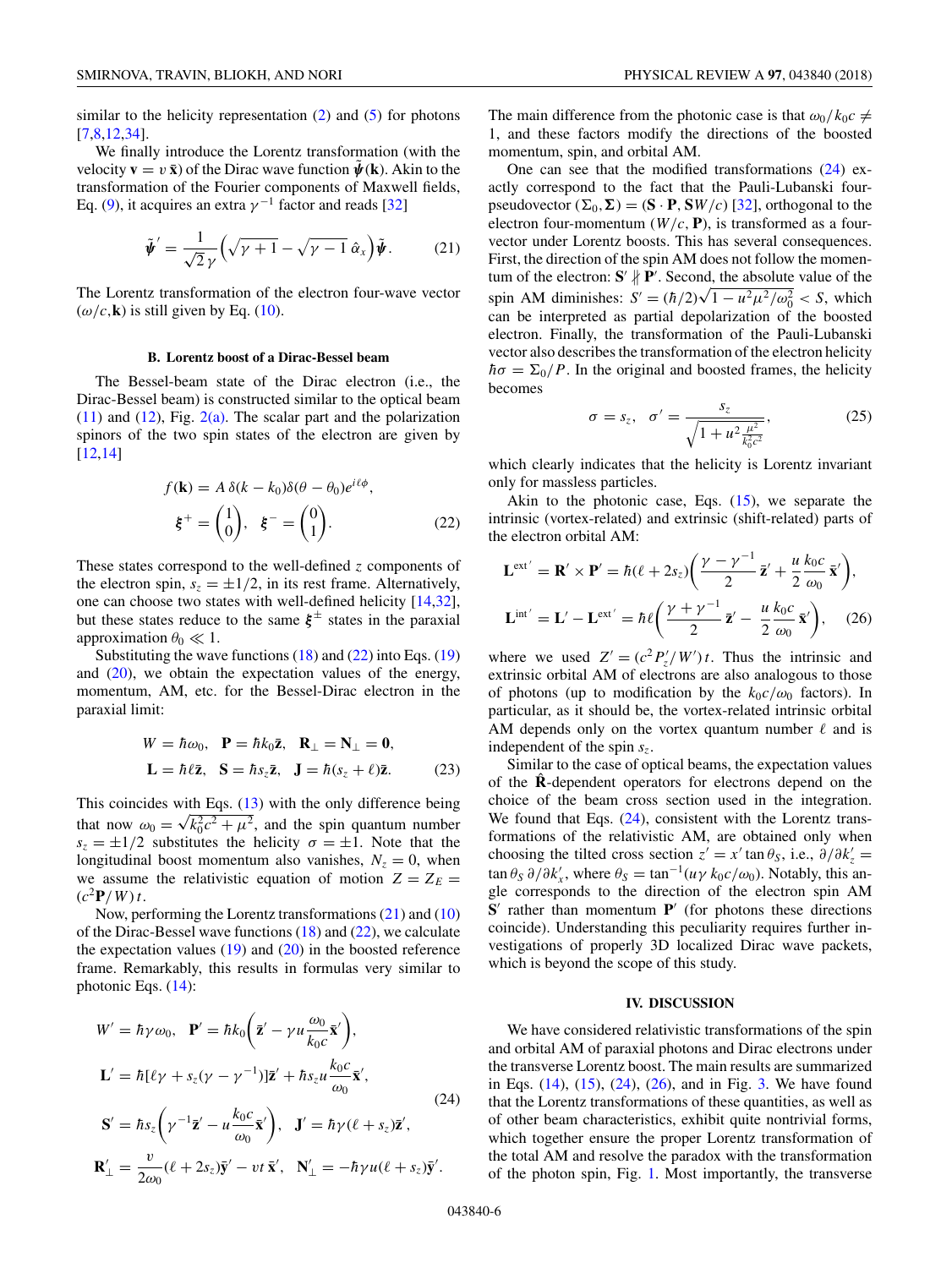similar to the helicity representation (2) and (5) for photons [7,8,12,34].

We finally introduce the Lorentz transformation (with the velocity $\mathbf{v} = v\,\bar{\mathbf{x}}$) of the Dirac wave function $\tilde{\boldsymbol{\psi}}(\mathbf{k})$. Akin to the transformation of the Fourier components of Maxwell fields, Eq. (9), it acquires an extra $\gamma^{-1}$ factor and reads [32]

$$\tilde{\boldsymbol{\psi}}' = \frac{1}{\sqrt{2}\,\gamma}\left(\sqrt{\gamma+1} - \sqrt{\gamma-1}\,\hat{\alpha}_x\right)\tilde{\boldsymbol{\psi}}. \tag{21}$$

The Lorentz transformation of the electron four-wave vector $(\omega/c,\mathbf{k})$ is still given by Eq. (10).

### B. Lorentz boost of a Dirac-Bessel beam

The Bessel-beam state of the Dirac electron (i.e., the Dirac-Bessel beam) is constructed similar to the optical beam (11) and (12), Fig. 2(a). The scalar part and the polarization spinors of the two spin states of the electron are given by [12,14]

$$f(\mathbf{k}) = A\,\delta(k-k_0)\delta(\theta-\theta_0)e^{i\ell\phi},$$
$$\boldsymbol{\xi}^+ = \begin{pmatrix}1\\0\end{pmatrix},\quad \boldsymbol{\xi}^- = \begin{pmatrix}0\\1\end{pmatrix}. \tag{22}$$

These states correspond to the well-defined $z$ components of the electron spin, $s_z = \pm 1/2$, in its rest frame. Alternatively, one can choose two states with well-defined helicity [14,32], but these states reduce to the same $\boldsymbol{\xi}^\pm$ states in the paraxial approximation $\theta_0 \ll 1$.

Substituting the wave functions (18) and (22) into Eqs. (19) and (20), we obtain the expectation values of the energy, momentum, AM, etc. for the Bessel-Dirac electron in the paraxial limit:

$$W = \hbar\omega_0,\quad \mathbf{P} = \hbar k_0\bar{\mathbf{z}},\quad \mathbf{R}_\perp = \mathbf{N}_\perp = \mathbf{0},$$
$$\mathbf{L} = \hbar\ell\bar{\mathbf{z}},\quad \mathbf{S} = \hbar s_z\bar{\mathbf{z}},\quad \mathbf{J} = \hbar(s_z+\ell)\bar{\mathbf{z}}. \tag{23}$$

This coincides with Eqs. (13) with the only difference being that now $\omega_0 = \sqrt{k_0^2c^2+\mu^2}$, and the spin quantum number $s_z = \pm 1/2$ substitutes the helicity $\sigma = \pm 1$. Note that the longitudinal boost momentum also vanishes, $N_z = 0$, when we assume the relativistic equation of motion $Z = Z_E = (c^2 P/W)\,t$.

Now, performing the Lorentz transformations (21) and (10) of the Dirac-Bessel wave functions (18) and (22), we calculate the expectation values (19) and (20) in the boosted reference frame. Remarkably, this results in formulas very similar to photonic Eqs. (14):

$$W' = \hbar\gamma\omega_0,\quad \mathbf{P}' = \hbar k_0\left(\bar{\mathbf{z}}' - \gamma u\frac{\omega_0}{k_0c}\bar{\mathbf{x}}'\right),$$
$$\mathbf{L}' = \hbar[\ell\gamma + s_z(\gamma-\gamma^{-1})]\bar{\mathbf{z}}' + \hbar s_z u\frac{k_0c}{\omega_0}\bar{\mathbf{x}}',$$
$$\mathbf{S}' = \hbar s_z\left(\gamma^{-1}\bar{\mathbf{z}}' - u\frac{k_0c}{\omega_0}\bar{\mathbf{x}}'\right),\quad \mathbf{J}' = \hbar\gamma(\ell+s_z)\bar{\mathbf{z}}',$$
$$\mathbf{R}'_\perp = \frac{v}{2\omega_0}(\ell+2s_z)\bar{\mathbf{y}}' - vt\,\bar{\mathbf{x}}',\quad \mathbf{N}'_\perp = -\hbar\gamma u(\ell+s_z)\bar{\mathbf{y}}'. \tag{24}$$

The main difference from the photonic case is that $\omega_0/k_0c \neq 1$, and these factors modify the directions of the boosted momentum, spin, and orbital AM.

One can see that the modified transformations (24) exactly correspond to the fact that the Pauli-Lubanski four-pseudovector $(\Sigma_0,\boldsymbol{\Sigma}) = (\mathbf{S}\cdot\mathbf{P}, \mathbf{S}W/c)$ [32], orthogonal to the electron four-momentum $(W/c,\mathbf{P})$, is transformed as a four-vector under Lorentz boosts. This has several consequences. First, the direction of the spin AM does not follow the momentum of the electron: $\mathbf{S}' \nparallel \mathbf{P}'$. Second, the absolute value of the spin AM diminishes: $S' = (\hbar/2)\sqrt{1-u^2\mu^2/\omega_0^2} < S$, which can be interpreted as partial depolarization of the boosted electron. Finally, the transformation of the Pauli-Lubanski vector also describes the transformation of the electron helicity $\hbar\sigma = \Sigma_0/P$. In the original and boosted frames, the helicity becomes

$$\sigma = s_z,\quad \sigma' = \frac{s_z}{\sqrt{1+u^2\frac{\mu^2}{k_0^2c^2}}}, \tag{25}$$

which clearly indicates that the helicity is Lorentz invariant only for massless particles.

Akin to the photonic case, Eqs. (15), we separate the intrinsic (vortex-related) and extrinsic (shift-related) parts of the electron orbital AM:

$$\mathbf{L}^{\text{ext}\,\prime} = \mathbf{R}'\times\mathbf{P}' = \hbar(\ell+2s_z)\left(\frac{\gamma-\gamma^{-1}}{2}\,\bar{\mathbf{z}}' + \frac{u}{2}\frac{k_0c}{\omega_0}\,\bar{\mathbf{x}}'\right),$$
$$\mathbf{L}^{\text{int}\,\prime} = \mathbf{L}' - \mathbf{L}^{\text{ext}\,\prime} = \hbar\ell\left(\frac{\gamma+\gamma^{-1}}{2}\,\bar{\mathbf{z}}' - \frac{u}{2}\frac{k_0c}{\omega_0}\,\bar{\mathbf{x}}'\right), \tag{26}$$

where we used $Z' = (c^2P'_z/W')\,t$. Thus the intrinsic and extrinsic orbital AM of electrons are also analogous to those of photons (up to modification by the $k_0c/\omega_0$ factors). In particular, as it should be, the vortex-related intrinsic orbital AM depends only on the vortex quantum number $\ell$ and is independent of the spin $s_z$.

Similar to the case of optical beams, the expectation values of the $\hat{\mathbf{R}}$-dependent operators for electrons depend on the choice of the beam cross section used in the integration. We found that Eqs. (24), consistent with the Lorentz transformations of the relativistic AM, are obtained only when choosing the tilted cross section $z' = x'\tan\theta_S$, i.e., $\partial/\partial k'_z = \tan\theta_S\,\partial/\partial k'_x$, where $\theta_S = \tan^{-1}(u\gamma\,k_0c/\omega_0)$. Notably, this angle corresponds to the direction of the electron spin AM $\mathbf{S}'$ rather than momentum $\mathbf{P}'$ (for photons these directions coincide). Understanding this peculiarity requires further investigations of properly 3D localized Dirac wave packets, which is beyond the scope of this study.

## IV. DISCUSSION

We have considered relativistic transformations of the spin and orbital AM of paraxial photons and Dirac electrons under the transverse Lorentz boost. The main results are summarized in Eqs. (14), (15), (24), (26), and in Fig. 3. We have found that the Lorentz transformations of these quantities, as well as of other beam characteristics, exhibit quite nontrivial forms, which together ensure the proper Lorentz transformation of the total AM and resolve the paradox with the transformation of the photon spin, Fig. 1. Most importantly, the transverse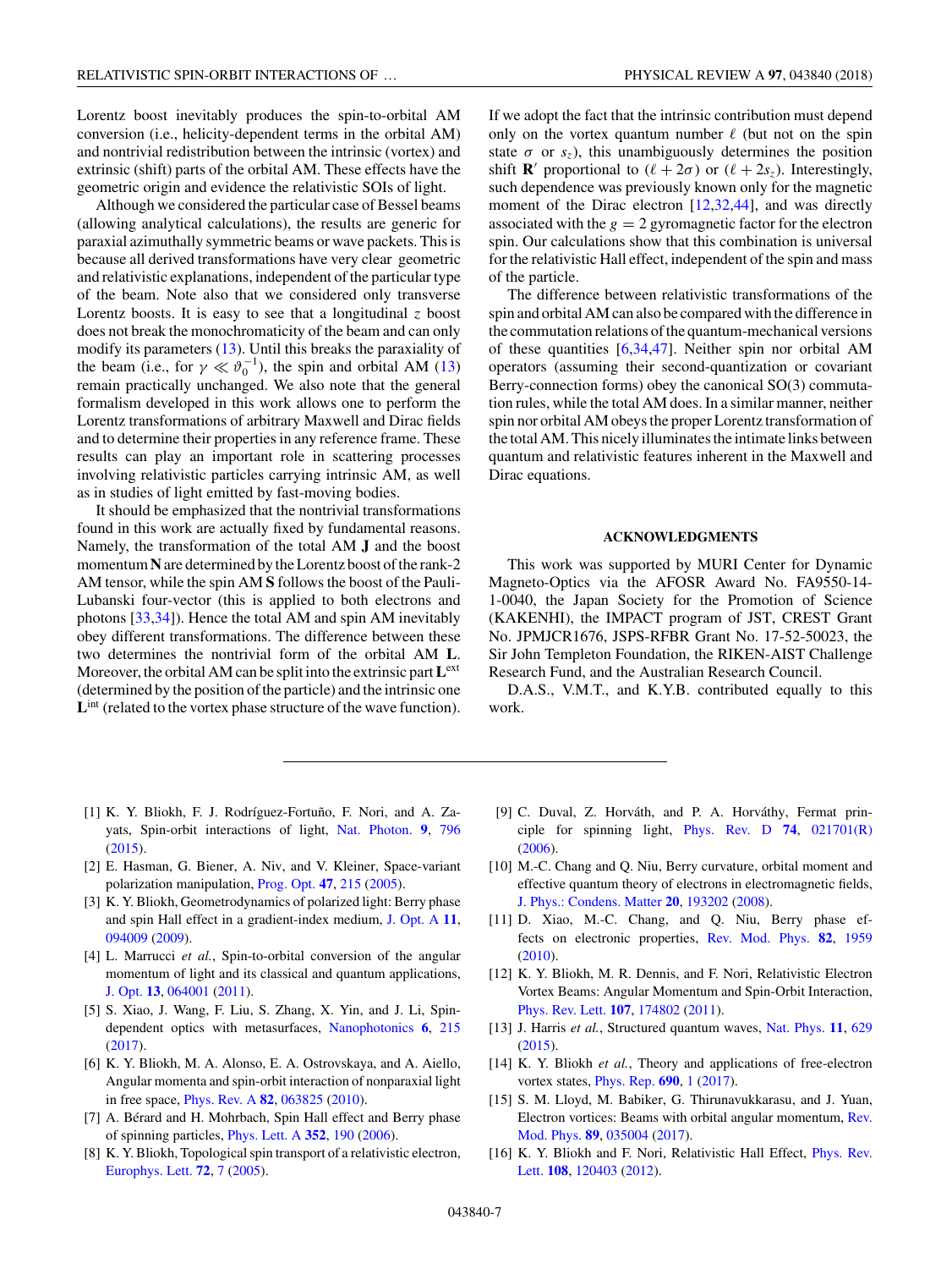Lorentz boost inevitably produces the spin-to-orbital AM conversion (i.e., helicity-dependent terms in the orbital AM) and nontrivial redistribution between the intrinsic (vortex) and extrinsic (shift) parts of the orbital AM. These effects have the geometric origin and evidence the relativistic SOIs of light.

Although we considered the particular case of Bessel beams (allowing analytical calculations), the results are generic for paraxial azimuthally symmetric beams or wave packets. This is because all derived transformations have very clear geometric and relativistic explanations, independent of the particular type of the beam. Note also that we considered only transverse Lorentz boosts. It is easy to see that a longitudinal $z$ boost does not break the monochromaticity of the beam and can only modify its parameters (13). Until this breaks the paraxiality of the beam (i.e., for $\gamma \ll \vartheta_0^{-1}$), the spin and orbital AM (13) remain practically unchanged. We also note that the general formalism developed in this work allows one to perform the Lorentz transformations of arbitrary Maxwell and Dirac fields and to determine their properties in any reference frame. These results can play an important role in scattering processes involving relativistic particles carrying intrinsic AM, as well as in studies of light emitted by fast-moving bodies.

It should be emphasized that the nontrivial transformations found in this work are actually fixed by fundamental reasons. Namely, the transformation of the total AM $\mathbf{J}$ and the boost momentum $\mathbf{N}$ are determined by the Lorentz boost of the rank-2 AM tensor, while the spin AM $\mathbf{S}$ follows the boost of the Pauli-Lubanski four-vector (this is applied to both electrons and photons [33,34]). Hence the total AM and spin AM inevitably obey different transformations. The difference between these two determines the nontrivial form of the orbital AM $\mathbf{L}$. Moreover, the orbital AM can be split into the extrinsic part $\mathbf{L}^{\text{ext}}$ (determined by the position of the particle) and the intrinsic one $\mathbf{L}^{\text{int}}$ (related to the vortex phase structure of the wave function). If we adopt the fact that the intrinsic contribution must depend only on the vortex quantum number $\ell$ (but not on the spin state $\sigma$ or $s_z$), this unambiguously determines the position shift $\mathbf{R}'$ proportional to $(\ell + 2\sigma)$ or $(\ell + 2s_z)$. Interestingly, such dependence was previously known only for the magnetic moment of the Dirac electron [12,32,44], and was directly associated with the $g = 2$ gyromagnetic factor for the electron spin. Our calculations show that this combination is universal for the relativistic Hall effect, independent of the spin and mass of the particle.

The difference between relativistic transformations of the spin and orbital AM can also be compared with the difference in the commutation relations of the quantum-mechanical versions of these quantities [6,34,47]. Neither spin nor orbital AM operators (assuming their second-quantization or covariant Berry-connection forms) obey the canonical SO(3) commutation rules, while the total AM does. In a similar manner, neither spin nor orbital AM obeys the proper Lorentz transformation of the total AM. This nicely illuminates the intimate links between quantum and relativistic features inherent in the Maxwell and Dirac equations.

## ACKNOWLEDGMENTS

This work was supported by MURI Center for Dynamic Magneto-Optics via the AFOSR Award No. FA9550-14-1-0040, the Japan Society for the Promotion of Science (KAKENHI), the IMPACT program of JST, CREST Grant No. JPMJCR1676, JSPS-RFBR Grant No. 17-52-50023, the Sir John Templeton Foundation, the RIKEN-AIST Challenge Research Fund, and the Australian Research Council.

D.A.S., V.M.T., and K.Y.B. contributed equally to this work.

---

[1] K. Y. Bliokh, F. J. Rodríguez-Fortuño, F. Nori, and A. Zayats, Spin-orbit interactions of light, Nat. Photon. **9**, 796 (2015).

[2] E. Hasman, G. Biener, A. Niv, and V. Kleiner, Space-variant polarization manipulation, Prog. Opt. **47**, 215 (2005).

[3] K. Y. Bliokh, Geometrodynamics of polarized light: Berry phase and spin Hall effect in a gradient-index medium, J. Opt. A **11**, 094009 (2009).

[4] L. Marrucci *et al.*, Spin-to-orbital conversion of the angular momentum of light and its classical and quantum applications, J. Opt. **13**, 064001 (2011).

[5] S. Xiao, J. Wang, F. Liu, S. Zhang, X. Yin, and J. Li, Spin-dependent optics with metasurfaces, Nanophotonics **6**, 215 (2017).

[6] K. Y. Bliokh, M. A. Alonso, E. A. Ostrovskaya, and A. Aiello, Angular momenta and spin-orbit interaction of nonparaxial light in free space, Phys. Rev. A **82**, 063825 (2010).

[7] A. Bérard and H. Mohrbach, Spin Hall effect and Berry phase of spinning particles, Phys. Lett. A **352**, 190 (2006).

[8] K. Y. Bliokh, Topological spin transport of a relativistic electron, Europhys. Lett. **72**, 7 (2005).

[9] C. Duval, Z. Horváth, and P. A. Horváthy, Fermat principle for spinning light, Phys. Rev. D **74**, 021701(R) (2006).

[10] M.-C. Chang and Q. Niu, Berry curvature, orbital moment and effective quantum theory of electrons in electromagnetic fields, J. Phys.: Condens. Matter **20**, 193202 (2008).

[11] D. Xiao, M.-C. Chang, and Q. Niu, Berry phase effects on electronic properties, Rev. Mod. Phys. **82**, 1959 (2010).

[12] K. Y. Bliokh, M. R. Dennis, and F. Nori, Relativistic Electron Vortex Beams: Angular Momentum and Spin-Orbit Interaction, Phys. Rev. Lett. **107**, 174802 (2011).

[13] J. Harris *et al.*, Structured quantum waves, Nat. Phys. **11**, 629 (2015).

[14] K. Y. Bliokh *et al.*, Theory and applications of free-electron vortex states, Phys. Rep. **690**, 1 (2017).

[15] S. M. Lloyd, M. Babiker, G. Thirunavukkarasu, and J. Yuan, Electron vortices: Beams with orbital angular momentum, Rev. Mod. Phys. **89**, 035004 (2017).

[16] K. Y. Bliokh and F. Nori, Relativistic Hall Effect, Phys. Rev. Lett. **108**, 120403 (2012).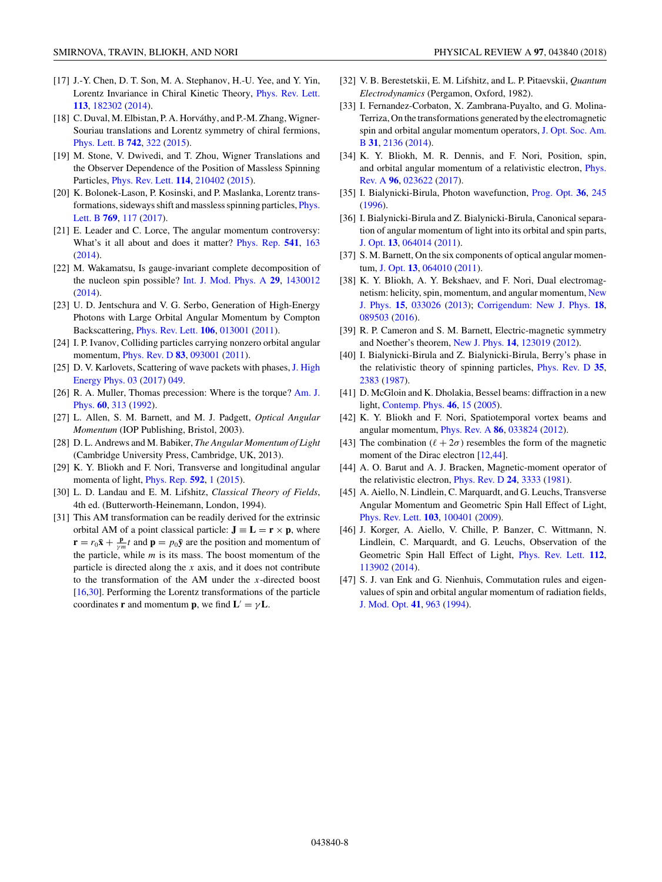[17] J.-Y. Chen, D. T. Son, M. A. Stephanov, H.-U. Yee, and Y. Yin, Lorentz Invariance in Chiral Kinetic Theory, Phys. Rev. Lett. **113**, 182302 (2014).

[18] C. Duval, M. Elbistan, P. A. Horváthy, and P.-M. Zhang, Wigner-Souriau translations and Lorentz symmetry of chiral fermions, Phys. Lett. B **742**, 322 (2015).

[19] M. Stone, V. Dwivedi, and T. Zhou, Wigner Translations and the Observer Dependence of the Position of Massless Spinning Particles, Phys. Rev. Lett. **114**, 210402 (2015).

[20] K. Bolonek-Lason, P. Kosinski, and P. Maslanka, Lorentz transformations, sideways shift and massless spinning particles, Phys. Lett. B **769**, 117 (2017).

[21] E. Leader and C. Lorce, The angular momentum controversy: What's it all about and does it matter? Phys. Rep. **541**, 163 (2014).

[22] M. Wakamatsu, Is gauge-invariant complete decomposition of the nucleon spin possible? Int. J. Mod. Phys. A **29**, 1430012 (2014).

[23] U. D. Jentschura and V. G. Serbo, Generation of High-Energy Photons with Large Orbital Angular Momentum by Compton Backscattering, Phys. Rev. Lett. **106**, 013001 (2011).

[24] I. P. Ivanov, Colliding particles carrying nonzero orbital angular momentum, Phys. Rev. D **83**, 093001 (2011).

[25] D. V. Karlovets, Scattering of wave packets with phases, J. High Energy Phys. 03 (2017) 049.

[26] R. A. Muller, Thomas precession: Where is the torque? Am. J. Phys. **60**, 313 (1992).

[27] L. Allen, S. M. Barnett, and M. J. Padgett, *Optical Angular Momentum* (IOP Publishing, Bristol, 2003).

[28] D. L. Andrews and M. Babiker, *The Angular Momentum of Light* (Cambridge University Press, Cambridge, UK, 2013).

[29] K. Y. Bliokh and F. Nori, Transverse and longitudinal angular momenta of light, Phys. Rep. **592**, 1 (2015).

[30] L. D. Landau and E. M. Lifshitz, *Classical Theory of Fields*, 4th ed. (Butterworth-Heinemann, London, 1994).

[31] This AM transformation can be readily derived for the extrinsic orbital AM of a point classical particle: $\mathbf{J} \equiv \mathbf{L} = \mathbf{r} \times \mathbf{p}$, where $\mathbf{r} = r_0\bar{\mathbf{x}} + \frac{\mathbf{p}}{\gamma m}t$ and $\mathbf{p} = p_0\bar{\mathbf{y}}$ are the position and momentum of the particle, while $m$ is its mass. The boost momentum of the particle is directed along the $x$ axis, and it does not contribute to the transformation of the AM under the $x$-directed boost [16,30]. Performing the Lorentz transformations of the particle coordinates $\mathbf{r}$ and momentum $\mathbf{p}$, we find $\mathbf{L}' = \gamma\mathbf{L}$.

[32] V. B. Berestetskii, E. M. Lifshitz, and L. P. Pitaevskii, *Quantum Electrodynamics* (Pergamon, Oxford, 1982).

[33] I. Fernandez-Corbaton, X. Zambrana-Puyalto, and G. Molina-Terriza, On the transformations generated by the electromagnetic spin and orbital angular momentum operators, J. Opt. Soc. Am. B **31**, 2136 (2014).

[34] K. Y. Bliokh, M. R. Dennis, and F. Nori, Position, spin, and orbital angular momentum of a relativistic electron, Phys. Rev. A **96**, 023622 (2017).

[35] I. Bialynicki-Birula, Photon wavefunction, Prog. Opt. **36**, 245 (1996).

[36] I. Bialynicki-Birula and Z. Bialynicki-Birula, Canonical separation of angular momentum of light into its orbital and spin parts, J. Opt. **13**, 064014 (2011).

[37] S. M. Barnett, On the six components of optical angular momentum, J. Opt. **13**, 064010 (2011).

[38] K. Y. Bliokh, A. Y. Bekshaev, and F. Nori, Dual electromagnetism: helicity, spin, momentum, and angular momentum, New J. Phys. **15**, 033026 (2013); Corrigendum: New J. Phys. **18**, 089503 (2016).

[39] R. P. Cameron and S. M. Barnett, Electric-magnetic symmetry and Noether's theorem, New J. Phys. **14**, 123019 (2012).

[40] I. Bialynicki-Birula and Z. Bialynicki-Birula, Berry's phase in the relativistic theory of spinning particles, Phys. Rev. D **35**, 2383 (1987).

[41] D. McGloin and K. Dholakia, Bessel beams: diffraction in a new light, Contemp. Phys. **46**, 15 (2005).

[42] K. Y. Bliokh and F. Nori, Spatiotemporal vortex beams and angular momentum, Phys. Rev. A **86**, 033824 (2012).

[43] The combination $(\ell + 2\sigma)$ resembles the form of the magnetic moment of the Dirac electron [12,44].

[44] A. O. Barut and A. J. Bracken, Magnetic-moment operator of the relativistic electron, Phys. Rev. D **24**, 3333 (1981).

[45] A. Aiello, N. Lindlein, C. Marquardt, and G. Leuchs, Transverse Angular Momentum and Geometric Spin Hall Effect of Light, Phys. Rev. Lett. **103**, 100401 (2009).

[46] J. Korger, A. Aiello, V. Chille, P. Banzer, C. Wittmann, N. Lindlein, C. Marquardt, and G. Leuchs, Observation of the Geometric Spin Hall Effect of Light, Phys. Rev. Lett. **112**, 113902 (2014).

[47] S. J. van Enk and G. Nienhuis, Commutation rules and eigenvalues of spin and orbital angular momentum of radiation fields, J. Mod. Opt. **41**, 963 (1994).